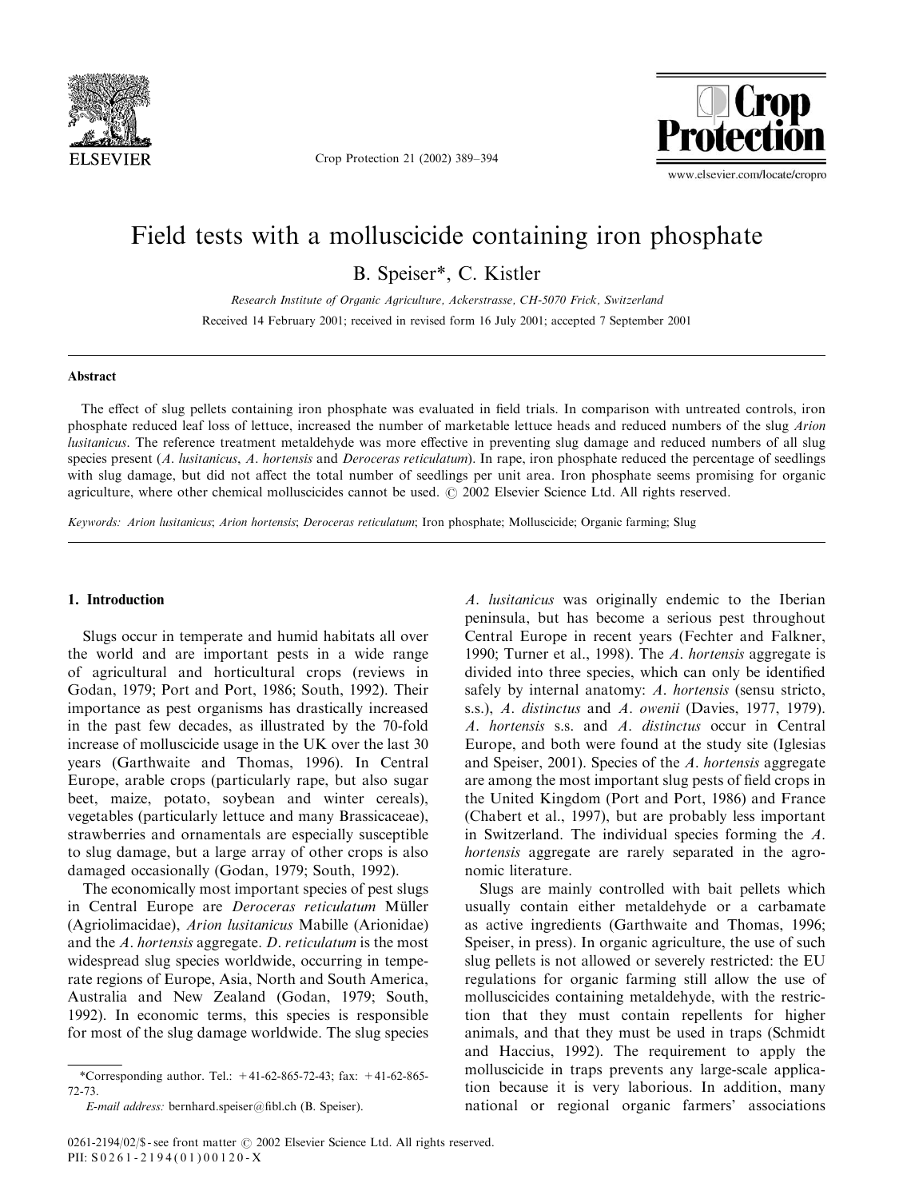# Field tests with a molluscicide containing iron phosphate

B. Speiser*, C. Kistler

*Research Institute of Organic Agriculture, Ackerstrasse, CH-5070 Frick, Switzerland*

Received 14 February 2001; received in revised form 16 July 2001; accepted 7 September 2001

## Abstract

The effect of slug pellets containing iron phosphate was evaluated in field trials. In comparison with untreated controls, iron phosphate reduced leaf loss of lettuce, increased the number of marketable lettuce heads and reduced numbers of the slug *Arion lusitanicus*. The reference treatment metaldehyde was more effective in preventing slug damage and reduced numbers of all slug species present (*A. lusitanicus*, *A. hortensis* and *Deroceras reticulatum*). In rape, iron phosphate reduced the percentage of seedlings with slug damage, but did not affect the total number of seedlings per unit area. Iron phosphate seems promising for organic agriculture, where other chemical molluscicides cannot be used. © 2002 Elsevier Science Ltd. All rights reserved.

*Keywords:* *Arion lusitanicus*; *Arion hortensis*; *Deroceras reticulatum*; Iron phosphate; Molluscicide; Organic farming; Slug

## 1. Introduction

Slugs occur in temperate and humid habitats all over the world and are important pests in a wide range of agricultural and horticultural crops (reviews in Godan, 1979; Port and Port, 1986; South, 1992). Their importance as pest organisms has drastically increased in the past few decades, as illustrated by the 70-fold increase of molluscicide usage in the UK over the last 30 years (Garthwaite and Thomas, 1996). In Central Europe, arable crops (particularly rape, but also sugar beet, maize, potato, soybean and winter cereals), vegetables (particularly lettuce and many Brassicaceae), strawberries and ornamentals are especially susceptible to slug damage, but a large array of other crops is also damaged occasionally (Godan, 1979; South, 1992).

The economically most important species of pest slugs in Central Europe are *Deroceras reticulatum* Müller (Agriolimacidae), *Arion lusitanicus* Mabille (Arionidae) and the *A. hortensis* aggregate. *D. reticulatum* is the most widespread slug species worldwide, occurring in temperate regions of Europe, Asia, North and South America, Australia and New Zealand (Godan, 1979; South, 1992). In economic terms, this species is responsible for most of the slug damage worldwide. The slug species *A. lusitanicus* was originally endemic to the Iberian peninsula, but has become a serious pest throughout Central Europe in recent years (Fechter and Falkner, 1990; Turner et al., 1998). The *A. hortensis* aggregate is divided into three species, which can only be identified safely by internal anatomy: *A. hortensis* (sensu stricto, s.s.), *A. distinctus* and *A. owenii* (Davies, 1977, 1979). *A. hortensis* s.s. and *A. distinctus* occur in Central Europe, and both were found at the study site (Iglesias and Speiser, 2001). Species of the *A. hortensis* aggregate are among the most important slug pests of field crops in the United Kingdom (Port and Port, 1986) and France (Chabert et al., 1997), but are probably less important in Switzerland. The individual species forming the *A. hortensis* aggregate are rarely separated in the agronomic literature.

Slugs are mainly controlled with bait pellets which usually contain either metaldehyde or a carbamate as active ingredients (Garthwaite and Thomas, 1996; Speiser, in press). In organic agriculture, the use of such slug pellets is not allowed or severely restricted: the EU regulations for organic farming still allow the use of molluscicides containing metaldehyde, with the restriction that they must contain repellents for higher animals, and that they must be used in traps (Schmidt and Haccius, 1992). The requirement to apply the molluscicide in traps prevents any large-scale application because it is very laborious. In addition, many national or regional organic farmers' associations

---

*Corresponding author. Tel.: +41-62-865-72-43; fax: +41-62-865-72-73.

*E-mail address:* bernhard.speiser@fibl.ch (B. Speiser).

0261-2194/02/$ - see front matter © 2002 Elsevier Science Ltd. All rights reserved.
PII: S0261-2194(01)00120-X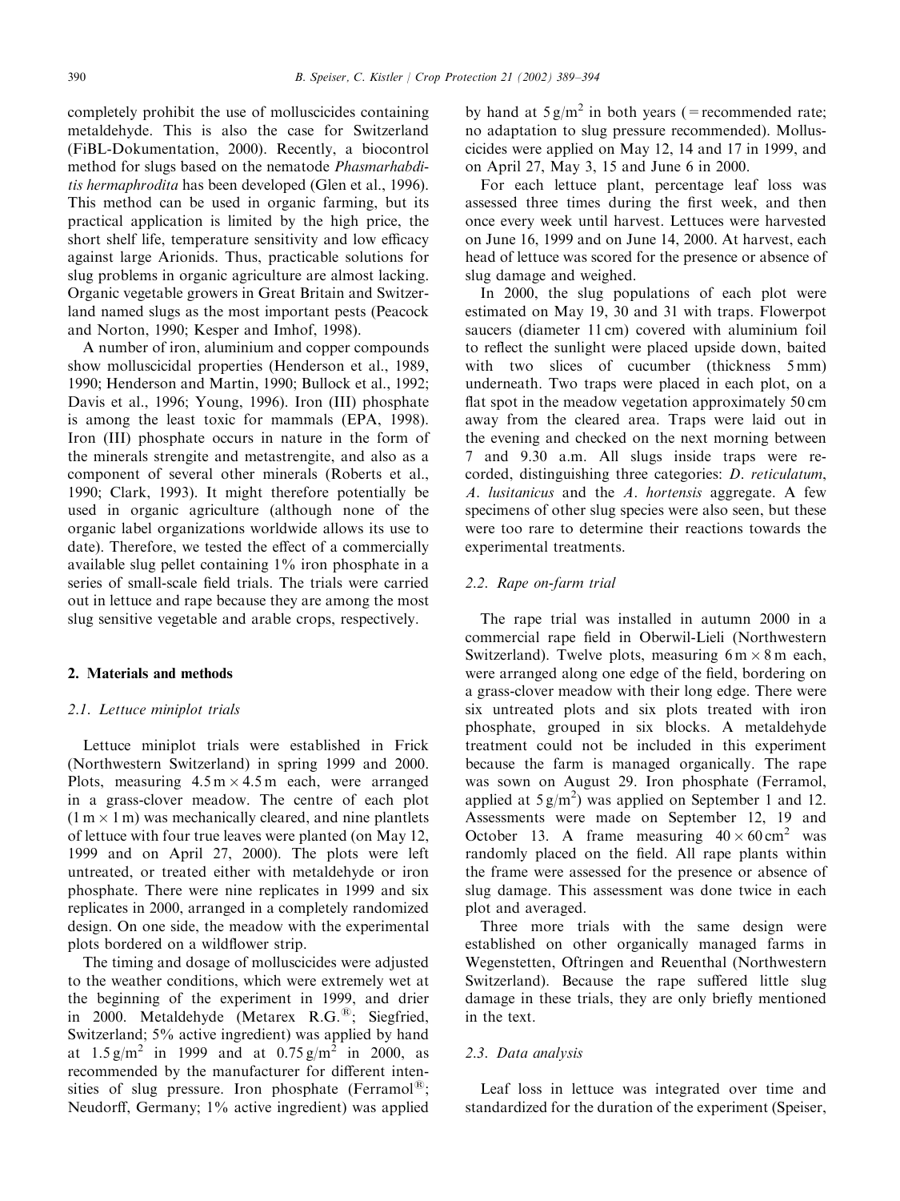completely prohibit the use of molluscicides containing metaldehyde. This is also the case for Switzerland (FiBL-Dokumentation, 2000). Recently, a biocontrol method for slugs based on the nematode *Phasmarhabditis hermaphrodita* has been developed (Glen et al., 1996). This method can be used in organic farming, but its practical application is limited by the high price, the short shelf life, temperature sensitivity and low efficacy against large Arionids. Thus, practicable solutions for slug problems in organic agriculture are almost lacking. Organic vegetable growers in Great Britain and Switzerland named slugs as the most important pests (Peacock and Norton, 1990; Kesper and Imhof, 1998).

A number of iron, aluminium and copper compounds show molluscicidal properties (Henderson et al., 1989, 1990; Henderson and Martin, 1990; Bullock et al., 1992; Davis et al., 1996; Young, 1996). Iron (III) phosphate is among the least toxic for mammals (EPA, 1998). Iron (III) phosphate occurs in nature in the form of the minerals strengite and metastrengite, and also as a component of several other minerals (Roberts et al., 1990; Clark, 1993). It might therefore potentially be used in organic agriculture (although none of the organic label organizations worldwide allows its use to date). Therefore, we tested the effect of a commercially available slug pellet containing 1% iron phosphate in a series of small-scale field trials. The trials were carried out in lettuce and rape because they are among the most slug sensitive vegetable and arable crops, respectively.

## 2. Materials and methods

### 2.1. Lettuce miniplot trials

Lettuce miniplot trials were established in Frick (Northwestern Switzerland) in spring 1999 and 2000. Plots, measuring $4.5\,m \times 4.5\,m$ each, were arranged in a grass-clover meadow. The centre of each plot ($1\,m \times 1\,m$) was mechanically cleared, and nine plantlets of lettuce with four true leaves were planted (on May 12, 1999 and on April 27, 2000). The plots were left untreated, or treated either with metaldehyde or iron phosphate. There were nine replicates in 1999 and six replicates in 2000, arranged in a completely randomized design. On one side, the meadow with the experimental plots bordered on a wildflower strip.

The timing and dosage of molluscicides were adjusted to the weather conditions, which were extremely wet at the beginning of the experiment in 1999, and drier in 2000. Metaldehyde (Metarex R.G.®; Siegfried, Switzerland; 5% active ingredient) was applied by hand at $1.5\,g/m^2$ in 1999 and at $0.75\,g/m^2$ in 2000, as recommended by the manufacturer for different intensities of slug pressure. Iron phosphate (Ferramol®; Neudorff, Germany; 1% active ingredient) was applied by hand at $5\,g/m^2$ in both years (= recommended rate; no adaptation to slug pressure recommended). Molluscicides were applied on May 12, 14 and 17 in 1999, and on April 27, May 3, 15 and June 6 in 2000.

For each lettuce plant, percentage leaf loss was assessed three times during the first week, and then once every week until harvest. Lettuces were harvested on June 16, 1999 and on June 14, 2000. At harvest, each head of lettuce was scored for the presence or absence of slug damage and weighed.

In 2000, the slug populations of each plot were estimated on May 19, 30 and 31 with traps. Flowerpot saucers (diameter 11 cm) covered with aluminium foil to reflect the sunlight were placed upside down, baited with two slices of cucumber (thickness 5 mm) underneath. Two traps were placed in each plot, on a flat spot in the meadow vegetation approximately 50 cm away from the cleared area. Traps were laid out in the evening and checked on the next morning between 7 and 9.30 a.m. All slugs inside traps were recorded, distinguishing three categories: *D. reticulatum*, *A. lusitanicus* and the *A. hortensis* aggregate. A few specimens of other slug species were also seen, but these were too rare to determine their reactions towards the experimental treatments.

### 2.2. Rape on-farm trial

The rape trial was installed in autumn 2000 in a commercial rape field in Oberwil-Lieli (Northwestern Switzerland). Twelve plots, measuring $6\,m \times 8\,m$ each, were arranged along one edge of the field, bordering on a grass-clover meadow with their long edge. There were six untreated plots and six plots treated with iron phosphate, grouped in six blocks. A metaldehyde treatment could not be included in this experiment because the farm is managed organically. The rape was sown on August 29. Iron phosphate (Ferramol, applied at $5\,g/m^2$) was applied on September 1 and 12. Assessments were made on September 12, 19 and October 13. A frame measuring $40 \times 60\,cm^2$ was randomly placed on the field. All rape plants within the frame were assessed for the presence or absence of slug damage. This assessment was done twice in each plot and averaged.

Three more trials with the same design were established on other organically managed farms in Wegenstetten, Oftringen and Reuenthal (Northwestern Switzerland). Because the rape suffered little slug damage in these trials, they are only briefly mentioned in the text.

### 2.3. Data analysis

Leaf loss in lettuce was integrated over time and standardized for the duration of the experiment (Speiser,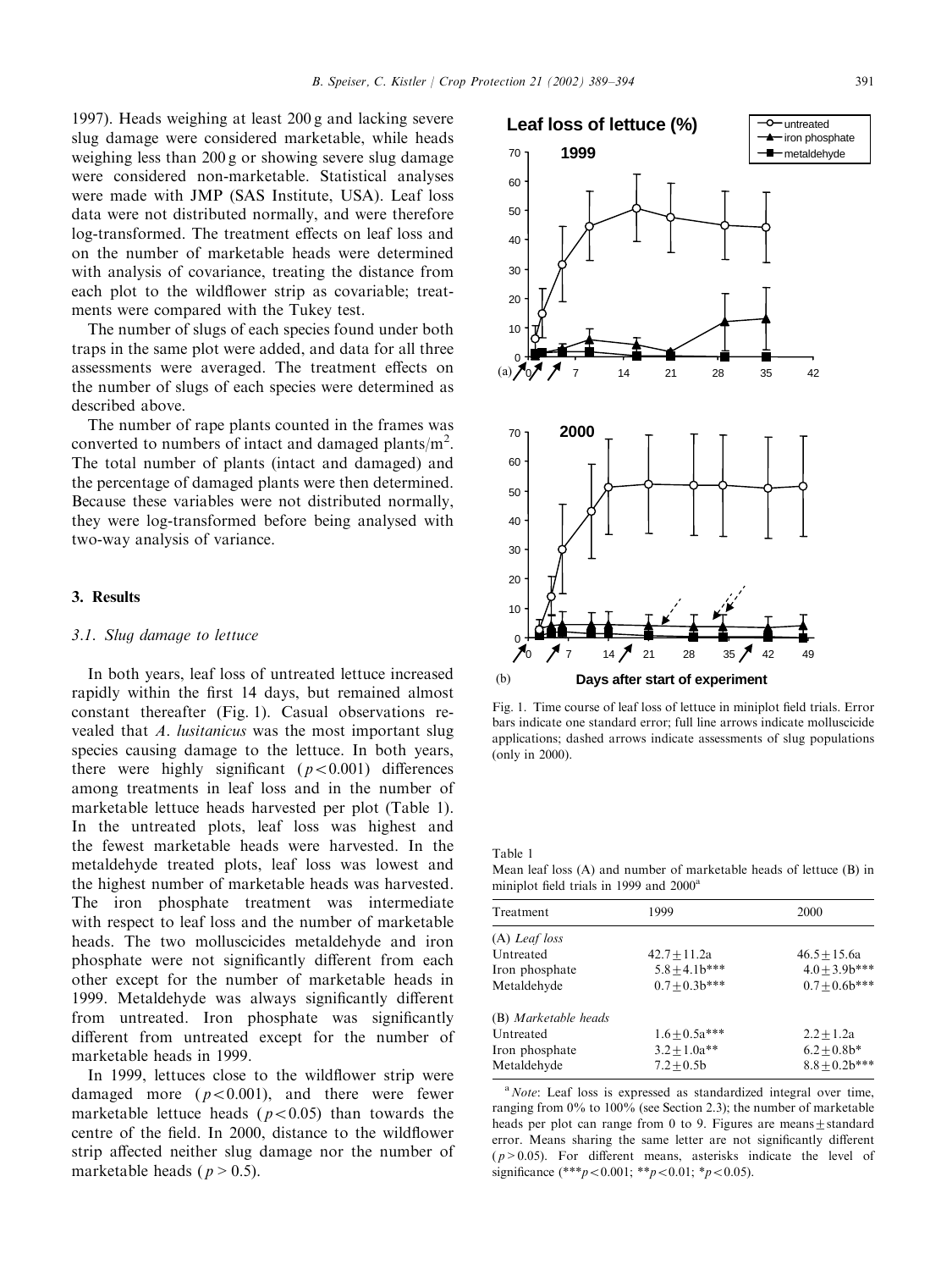1997). Heads weighing at least 200 g and lacking severe slug damage were considered marketable, while heads weighing less than 200 g or showing severe slug damage were considered non-marketable. Statistical analyses were made with JMP (SAS Institute, USA). Leaf loss data were not distributed normally, and were therefore log-transformed. The treatment effects on leaf loss and on the number of marketable heads were determined with analysis of covariance, treating the distance from each plot to the wildflower strip as covariable; treatments were compared with the Tukey test.

The number of slugs of each species found under both traps in the same plot were added, and data for all three assessments were averaged. The treatment effects on the number of slugs of each species were determined as described above.

The number of rape plants counted in the frames was converted to numbers of intact and damaged plants/m$^2$. The total number of plants (intact and damaged) and the percentage of damaged plants were then determined. Because these variables were not distributed normally, they were log-transformed before being analysed with two-way analysis of variance.

## 3. Results

### 3.1. Slug damage to lettuce

In both years, leaf loss of untreated lettuce increased rapidly within the first 14 days, but remained almost constant thereafter (Fig. 1). Casual observations revealed that *A. lusitanicus* was the most important slug species causing damage to the lettuce. In both years, there were highly significant ($p < 0.001$) differences among treatments in leaf loss and in the number of marketable lettuce heads harvested per plot (Table 1). In the untreated plots, leaf loss was highest and the fewest marketable heads were harvested. In the metaldehyde treated plots, leaf loss was lowest and the highest number of marketable heads was harvested. The iron phosphate treatment was intermediate with respect to leaf loss and the number of marketable heads. The two molluscicides metaldehyde and iron phosphate were not significantly different from each other except for the number of marketable heads in 1999. Metaldehyde was always significantly different from untreated. Iron phosphate was significantly different from untreated except for the number of marketable heads in 1999.

In 1999, lettuces close to the wildflower strip were damaged more ($p < 0.001$), and there were fewer marketable lettuce heads ($p < 0.05$) than towards the centre of the field. In 2000, distance to the wildflower strip affected neither slug damage nor the number of marketable heads ($p > 0.5$).

Fig. 1. Time course of leaf loss of lettuce in miniplot field trials. Error bars indicate one standard error; full line arrows indicate molluscicide applications; dashed arrows indicate assessments of slug populations (only in 2000).

Table 1
Mean leaf loss (A) and number of marketable heads of lettuce (B) in miniplot field trials in 1999 and 2000[a]

| Treatment | 1999 | 2000 |
|---|---|---|
| (A) *Leaf loss* | | |
| Untreated | 42.7 ± 11.2a | 46.5 ± 15.6a |
| Iron phosphate | 5.8 ± 4.1b*** | 4.0 ± 3.9b*** |
| Metaldehyde | 0.7 ± 0.3b*** | 0.7 ± 0.6b*** |
| (B) *Marketable heads* | | |
| Untreated | 1.6 ± 0.5a*** | 2.2 ± 1.2a |
| Iron phosphate | 3.2 ± 1.0a** | 6.2 ± 0.8b* |
| Metaldehyde | 7.2 ± 0.5b | 8.8 ± 0.2b*** |

[a] *Note*: Leaf loss is expressed as standardized integral over time, ranging from 0% to 100% (see Section 2.3); the number of marketable heads per plot can range from 0 to 9. Figures are means ± standard error. Means sharing the same letter are not significantly different ($p > 0.05$). For different means, asterisks indicate the level of significance (***$p < 0.001$; **$p < 0.01$; *$p < 0.05$).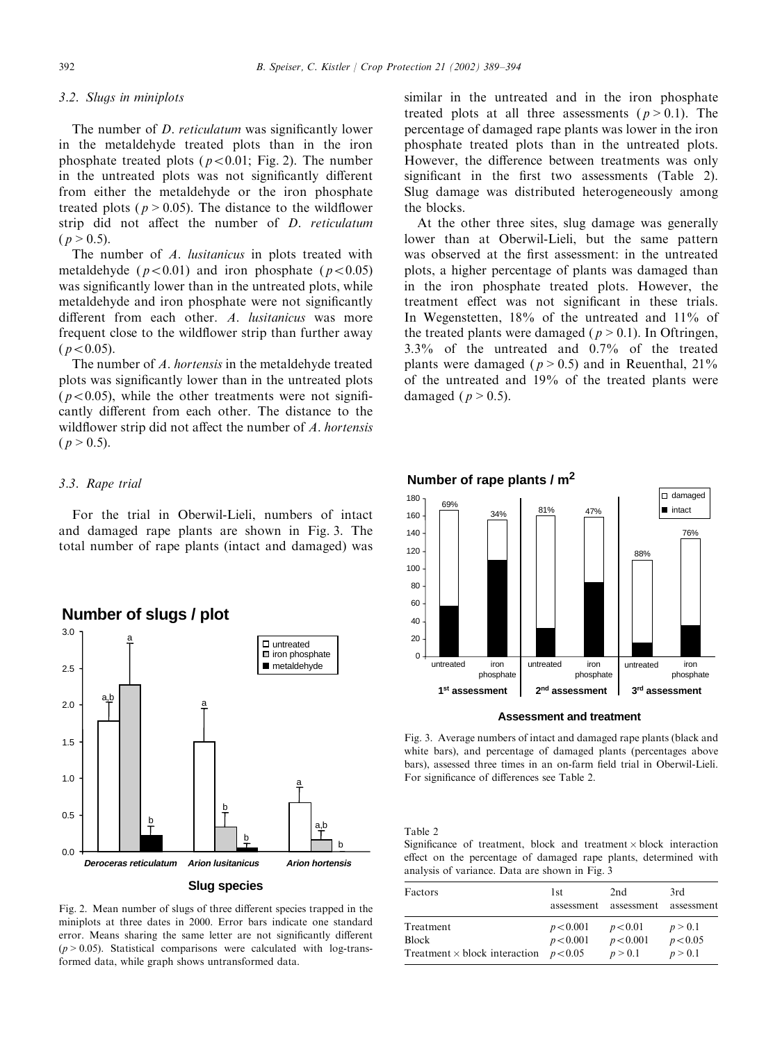### 3.2. Slugs in miniplots

The number of *D. reticulatum* was significantly lower in the metaldehyde treated plots than in the iron phosphate treated plots ($p < 0.01$; Fig. 2). The number in the untreated plots was not significantly different from either the metaldehyde or the iron phosphate treated plots ($p > 0.05$). The distance to the wildflower strip did not affect the number of *D. reticulatum* ($p > 0.5$).

The number of *A. lusitanicus* in plots treated with metaldehyde ($p < 0.01$) and iron phosphate ($p < 0.05$) was significantly lower than in the untreated plots, while metaldehyde and iron phosphate were not significantly different from each other. *A. lusitanicus* was more frequent close to the wildflower strip than further away ($p < 0.05$).

The number of *A. hortensis* in the metaldehyde treated plots was significantly lower than in the untreated plots ($p < 0.05$), while the other treatments were not significantly different from each other. The distance to the wildflower strip did not affect the number of *A. hortensis* ($p > 0.5$).

Fig. 2. Mean number of slugs of three different species trapped in the miniplots at three dates in 2000. Error bars indicate one standard error. Means sharing the same letter are not significantly different ($p > 0.05$). Statistical comparisons were calculated with log-transformed data, while graph shows untransformed data.

### 3.3. Rape trial

For the trial in Oberwil-Lieli, numbers of intact and damaged rape plants are shown in Fig. 3. The total number of rape plants (intact and damaged) was similar in the untreated and in the iron phosphate treated plots at all three assessments ($p > 0.1$). The percentage of damaged rape plants was lower in the iron phosphate treated plots than in the untreated plots. However, the difference between treatments was only significant in the first two assessments (Table 2). Slug damage was distributed heterogeneously among the blocks.

At the other three sites, slug damage was generally lower than at Oberwil-Lieli, but the same pattern was observed at the first assessment: in the untreated plots, a higher percentage of plants was damaged than in the iron phosphate treated plots. However, the treatment effect was not significant in these trials. In Wegenstetten, 18% of the untreated and 11% of the treated plants were damaged ($p > 0.1$). In Oftringen, 3.3% of the untreated and 0.7% of the treated plants were damaged ($p > 0.5$) and in Reuenthal, 21% of the untreated and 19% of the treated plants were damaged ($p > 0.5$).

Fig. 3. Average numbers of intact and damaged rape plants (black and white bars), and percentage of damaged plants (percentages above bars), assessed three times in an on-farm field trial in Oberwil-Lieli. For significance of differences see Table 2.

Table 2
Significance of treatment, block and treatment × block interaction effect on the percentage of damaged rape plants, determined with analysis of variance. Data are shown in Fig. 3

| Factors | 1st assessment | 2nd assessment | 3rd assessment |
|---|---|---|---|
| Treatment | $p < 0.001$ | $p < 0.01$ | $p > 0.1$ |
| Block | $p < 0.001$ | $p < 0.001$ | $p < 0.05$ |
| Treatment × block interaction | $p < 0.05$ | $p > 0.1$ | $p > 0.1$ |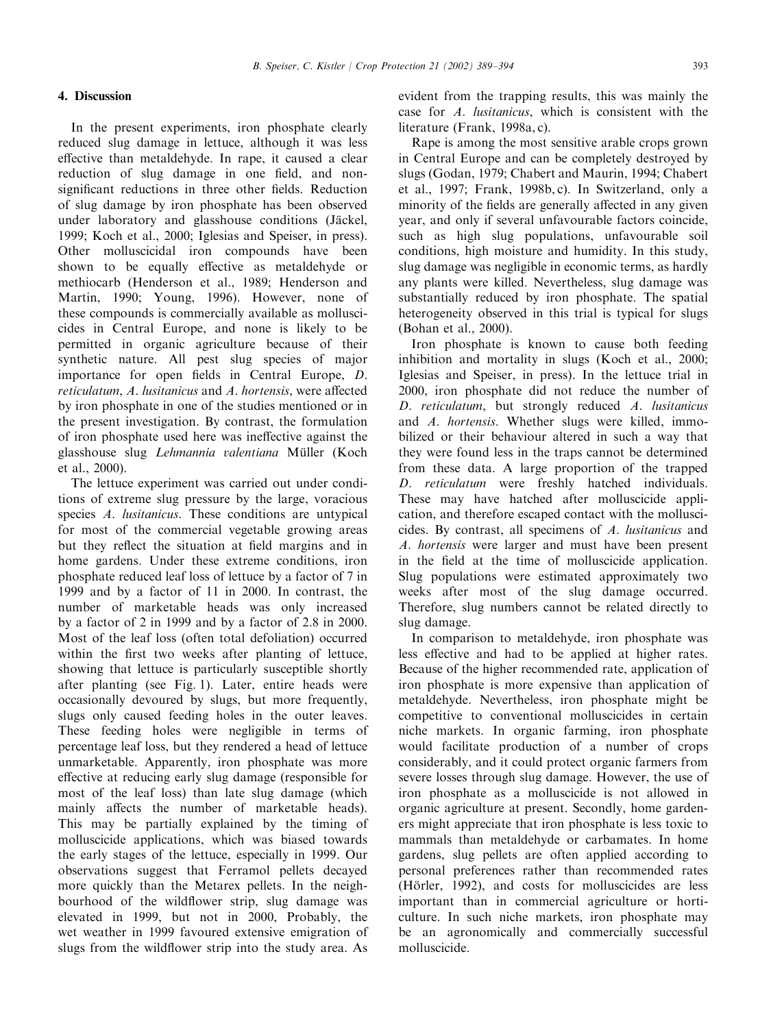## 4. Discussion

In the present experiments, iron phosphate clearly reduced slug damage in lettuce, although it was less effective than metaldehyde. In rape, it caused a clear reduction of slug damage in one field, and non-significant reductions in three other fields. Reduction of slug damage by iron phosphate has been observed under laboratory and glasshouse conditions (Jäckel, 1999; Koch et al., 2000; Iglesias and Speiser, in press). Other molluscicidal iron compounds have been shown to be equally effective as metaldehyde or methiocarb (Henderson et al., 1989; Henderson and Martin, 1990; Young, 1996). However, none of these compounds is commercially available as molluscicides in Central Europe, and none is likely to be permitted in organic agriculture because of their synthetic nature. All pest slug species of major importance for open fields in Central Europe, *D. reticulatum*, *A. lusitanicus* and *A. hortensis*, were affected by iron phosphate in one of the studies mentioned or in the present investigation. By contrast, the formulation of iron phosphate used here was ineffective against the glasshouse slug *Lehmannia valentiana* Müller (Koch et al., 2000).

The lettuce experiment was carried out under conditions of extreme slug pressure by the large, voracious species *A. lusitanicus*. These conditions are untypical for most of the commercial vegetable growing areas but they reflect the situation at field margins and in home gardens. Under these extreme conditions, iron phosphate reduced leaf loss of lettuce by a factor of 7 in 1999 and by a factor of 11 in 2000. In contrast, the number of marketable heads was only increased by a factor of 2 in 1999 and by a factor of 2.8 in 2000. Most of the leaf loss (often total defoliation) occurred within the first two weeks after planting of lettuce, showing that lettuce is particularly susceptible shortly after planting (see Fig. 1). Later, entire heads were occasionally devoured by slugs, but more frequently, slugs only caused feeding holes in the outer leaves. These feeding holes were negligible in terms of percentage leaf loss, but they rendered a head of lettuce unmarketable. Apparently, iron phosphate was more effective at reducing early slug damage (responsible for most of the leaf loss) than late slug damage (which mainly affects the number of marketable heads). This may be partially explained by the timing of molluscicide applications, which was biased towards the early stages of the lettuce, especially in 1999. Our observations suggest that Ferramol pellets decayed more quickly than the Metarex pellets. In the neighbourhood of the wildflower strip, slug damage was elevated in 1999, but not in 2000, Probably, the wet weather in 1999 favoured extensive emigration of slugs from the wildflower strip into the study area. As evident from the trapping results, this was mainly the case for *A. lusitanicus*, which is consistent with the literature (Frank, 1998a, c).

Rape is among the most sensitive arable crops grown in Central Europe and can be completely destroyed by slugs (Godan, 1979; Chabert and Maurin, 1994; Chabert et al., 1997; Frank, 1998b, c). In Switzerland, only a minority of the fields are generally affected in any given year, and only if several unfavourable factors coincide, such as high slug populations, unfavourable soil conditions, high moisture and humidity. In this study, slug damage was negligible in economic terms, as hardly any plants were killed. Nevertheless, slug damage was substantially reduced by iron phosphate. The spatial heterogeneity observed in this trial is typical for slugs (Bohan et al., 2000).

Iron phosphate is known to cause both feeding inhibition and mortality in slugs (Koch et al., 2000; Iglesias and Speiser, in press). In the lettuce trial in 2000, iron phosphate did not reduce the number of *D. reticulatum*, but strongly reduced *A. lusitanicus* and *A. hortensis*. Whether slugs were killed, immobilized or their behaviour altered in such a way that they were found less in the traps cannot be determined from these data. A large proportion of the trapped *D. reticulatum* were freshly hatched individuals. These may have hatched after molluscicide application, and therefore escaped contact with the molluscicides. By contrast, all specimens of *A. lusitanicus* and *A. hortensis* were larger and must have been present in the field at the time of molluscicide application. Slug populations were estimated approximately two weeks after most of the slug damage occurred. Therefore, slug numbers cannot be related directly to slug damage.

In comparison to metaldehyde, iron phosphate was less effective and had to be applied at higher rates. Because of the higher recommended rate, application of iron phosphate is more expensive than application of metaldehyde. Nevertheless, iron phosphate might be competitive to conventional molluscicides in certain niche markets. In organic farming, iron phosphate would facilitate production of a number of crops considerably, and it could protect organic farmers from severe losses through slug damage. However, the use of iron phosphate as a molluscicide is not allowed in organic agriculture at present. Secondly, home gardeners might appreciate that iron phosphate is less toxic to mammals than metaldehyde or carbamates. In home gardens, slug pellets are often applied according to personal preferences rather than recommended rates (Hörler, 1992), and costs for molluscicides are less important than in commercial agriculture or horticulture. In such niche markets, iron phosphate may be an agronomically and commercially successful molluscicide.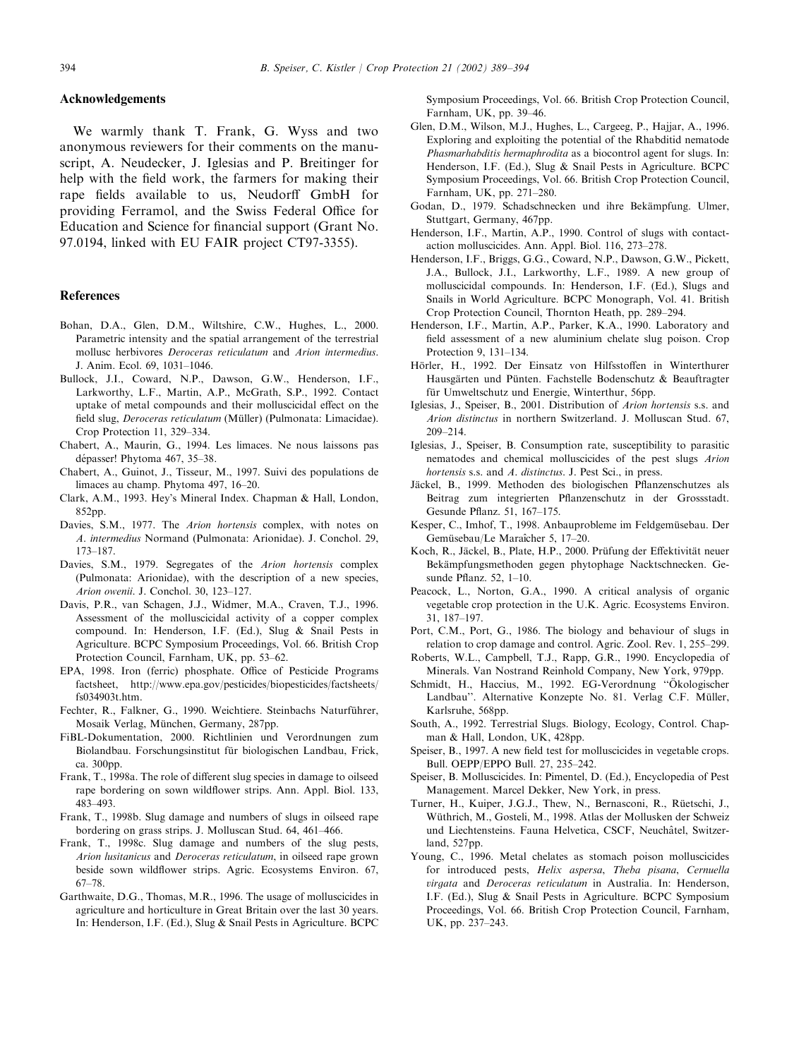## Acknowledgements

We warmly thank T. Frank, G. Wyss and two anonymous reviewers for their comments on the manuscript, A. Neudecker, J. Iglesias and P. Breitinger for help with the field work, the farmers for making their rape fields available to us, Neudorff GmbH for providing Ferramol, and the Swiss Federal Office for Education and Science for financial support (Grant No. 97.0194, linked with EU FAIR project CT97-3355).

## References

Bohan, D.A., Glen, D.M., Wiltshire, C.W., Hughes, L., 2000. Parametric intensity and the spatial arrangement of the terrestrial mollusc herbivores *Deroceras reticulatum* and *Arion intermedius*. J. Anim. Ecol. 69, 1031–1046.

Bullock, J.I., Coward, N.P., Dawson, G.W., Henderson, I.F., Larkworthy, L.F., Martin, A.P., McGrath, S.P., 1992. Contact uptake of metal compounds and their molluscicidal effect on the field slug, *Deroceras reticulatum* (Müller) (Pulmonata: Limacidae). Crop Protection 11, 329–334.

Chabert, A., Maurin, G., 1994. Les limaces. Ne nous laissons pas dépasser! Phytoma 467, 35–38.

Chabert, A., Guinot, J., Tisseur, M., 1997. Suivi des populations de limaces au champ. Phytoma 497, 16–20.

Clark, A.M., 1993. Hey's Mineral Index. Chapman & Hall, London, 852pp.

Davies, S.M., 1977. The *Arion hortensis* complex, with notes on *A. intermedius* Normand (Pulmonata: Arionidae). J. Conchol. 29, 173–187.

Davies, S.M., 1979. Segregates of the *Arion hortensis* complex (Pulmonata: Arionidae), with the description of a new species, *Arion owenii*. J. Conchol. 30, 123–127.

Davis, P.R., van Schagen, J.J., Widmer, M.A., Craven, T.J., 1996. Assessment of the molluscicidal activity of a copper complex compound. In: Henderson, I.F. (Ed.), Slug & Snail Pests in Agriculture. BCPC Symposium Proceedings, Vol. 66. British Crop Protection Council, Farnham, UK, pp. 53–62.

EPA, 1998. Iron (ferric) phosphate. Office of Pesticide Programs factsheet, http://www.epa.gov/pesticides/biopesticides/factsheets/fs034903t.htm.

Fechter, R., Falkner, G., 1990. Weichtiere. Steinbachs Naturführer, Mosaik Verlag, München, Germany, 287pp.

FiBL-Dokumentation, 2000. Richtlinien und Verordnungen zum Biolandbau. Forschungsinstitut für biologischen Landbau, Frick, ca. 300pp.

Frank, T., 1998a. The role of different slug species in damage to oilseed rape bordering on sown wildflower strips. Ann. Appl. Biol. 133, 483–493.

Frank, T., 1998b. Slug damage and numbers of slugs in oilseed rape bordering on grass strips. J. Molluscan Stud. 64, 461–466.

Frank, T., 1998c. Slug damage and numbers of the slug pests, *Arion lusitanicus* and *Deroceras reticulatum*, in oilseed rape grown beside sown wildflower strips. Agric. Ecosystems Environ. 67, 67–78.

Garthwaite, D.G., Thomas, M.R., 1996. The usage of molluscicides in agriculture and horticulture in Great Britain over the last 30 years. In: Henderson, I.F. (Ed.), Slug & Snail Pests in Agriculture. BCPC Symposium Proceedings, Vol. 66. British Crop Protection Council, Farnham, UK, pp. 39–46.

Glen, D.M., Wilson, M.J., Hughes, L., Cargeeg, P., Hajjar, A., 1996. Exploring and exploiting the potential of the Rhabditid nematode *Phasmarhabditis hermaphrodita* as a biocontrol agent for slugs. In: Henderson, I.F. (Ed.), Slug & Snail Pests in Agriculture. BCPC Symposium Proceedings, Vol. 66. British Crop Protection Council, Farnham, UK, pp. 271–280.

Godan, D., 1979. Schadschnecken und ihre Bekämpfung. Ulmer, Stuttgart, Germany, 467pp.

Henderson, I.F., Martin, A.P., 1990. Control of slugs with contact-action molluscicides. Ann. Appl. Biol. 116, 273–278.

Henderson, I.F., Briggs, G.G., Coward, N.P., Dawson, G.W., Pickett, J.A., Bullock, J.I., Larkworthy, L.F., 1989. A new group of molluscicidal compounds. In: Henderson, I.F. (Ed.), Slugs and Snails in World Agriculture. BCPC Monograph, Vol. 41. British Crop Protection Council, Thornton Heath, pp. 289–294.

Henderson, I.F., Martin, A.P., Parker, K.A., 1990. Laboratory and field assessment of a new aluminium chelate slug poison. Crop Protection 9, 131–134.

Hörler, H., 1992. Der Einsatz von Hilfsstoffen in Winterthurer Hausgärten und Pünten. Fachstelle Bodenschutz & Beauftragter für Umweltschutz und Energie, Winterthur, 56pp.

Iglesias, J., Speiser, B., 2001. Distribution of *Arion hortensis* s.s. and *Arion distinctus* in northern Switzerland. J. Molluscan Stud. 67, 209–214.

Iglesias, J., Speiser, B. Consumption rate, susceptibility to parasitic nematodes and chemical molluscicides of the pest slugs *Arion hortensis* s.s. and *A. distinctus*. J. Pest Sci., in press.

Jäckel, B., 1999. Methoden des biologischen Pflanzenschutzes als Beitrag zum integrierten Pflanzenschutz in der Grossstadt. Gesunde Pflanz. 51, 167–175.

Kesper, C., Imhof, T., 1998. Anbauprobleme im Feldgemüsebau. Der Gemüsebau/Le Maraîcher 5, 17–20.

Koch, R., Jäckel, B., Plate, H.P., 2000. Prüfung der Effektivität neuer Bekämpfungsmethoden gegen phytophage Nacktschnecken. Gesunde Pflanz. 52, 1–10.

Peacock, L., Norton, G.A., 1990. A critical analysis of organic vegetable crop protection in the U.K. Agric. Ecosystems Environ. 31, 187–197.

Port, C.M., Port, G., 1986. The biology and behaviour of slugs in relation to crop damage and control. Agric. Zool. Rev. 1, 255–299.

Roberts, W.L., Campbell, T.J., Rapp, G.R., 1990. Encyclopedia of Minerals. Van Nostrand Reinhold Company, New York, 979pp.

Schmidt, H., Haccius, M., 1992. EG-Verordnung "Ökologischer Landbau". Alternative Konzepte No. 81. Verlag C.F. Müller, Karlsruhe, 568pp.

South, A., 1992. Terrestrial Slugs. Biology, Ecology, Control. Chapman & Hall, London, UK, 428pp.

Speiser, B., 1997. A new field test for molluscicides in vegetable crops. Bull. OEPP/EPPO Bull. 27, 235–242.

Speiser, B. Molluscicides. In: Pimentel, D. (Ed.), Encyclopedia of Pest Management. Marcel Dekker, New York, in press.

Turner, H., Kuiper, J.G.J., Thew, N., Bernasconi, R., Rüetschi, J., Wüthrich, M., Gosteli, M., 1998. Atlas der Mollusken der Schweiz und Liechtensteins. Fauna Helvetica, CSCF, Neuchâtel, Switzerland, 527pp.

Young, C., 1996. Metal chelates as stomach poison molluscicides for introduced pests, *Helix aspersa*, *Theba pisana*, *Cernuella virgata* and *Deroceras reticulatum* in Australia. In: Henderson, I.F. (Ed.), Slug & Snail Pests in Agriculture. BCPC Symposium Proceedings, Vol. 66. British Crop Protection Council, Farnham, UK, pp. 237–243.